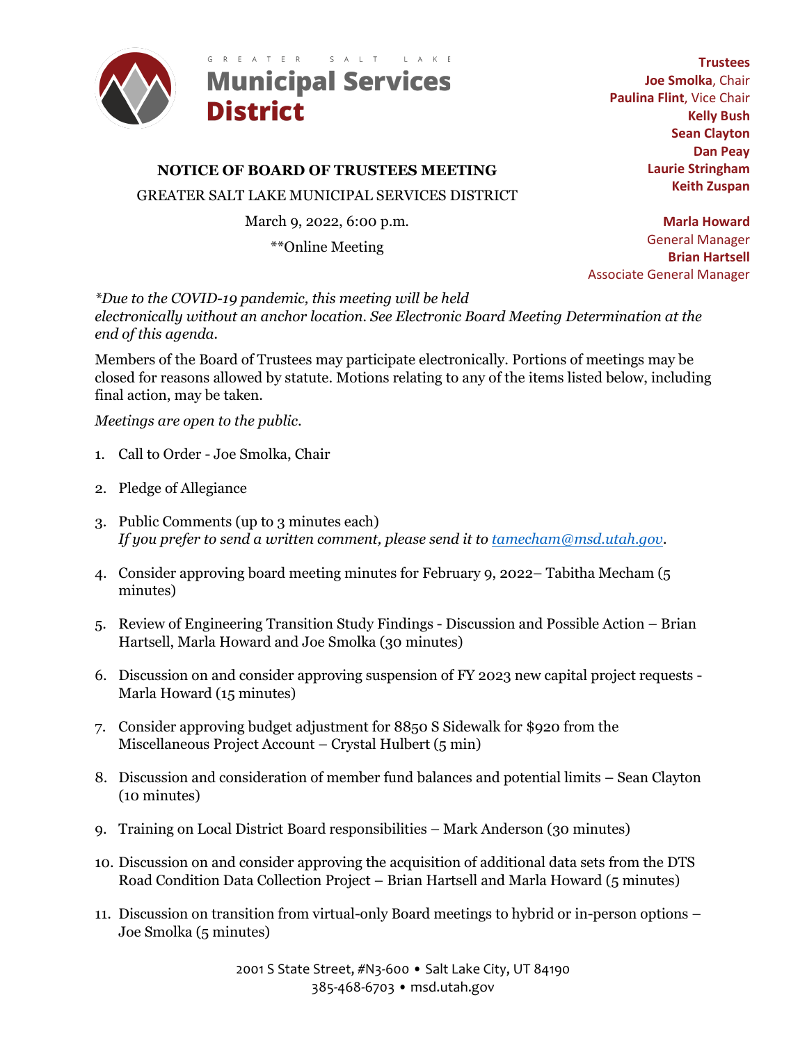GREATER SALT LAKE

**Municipal Services District**

**Trustees**
**Joe Smolka**, Chair
**Paulina Flint**, Vice Chair
**Kelly Bush**
**Sean Clayton**
**Dan Peay**
**Laurie Stringham**
**Keith Zuspan**

**Marla Howard**
General Manager
**Brian Hartsell**
Associate General Manager

## NOTICE OF BOARD OF TRUSTEES MEETING

GREATER SALT LAKE MUNICIPAL SERVICES DISTRICT

March 9, 2022, 6:00 p.m.

**Online Meeting

*\*Due to the COVID-19 pandemic, this meeting will be held electronically without an anchor location. See Electronic Board Meeting Determination at the end of this agenda.*

Members of the Board of Trustees may participate electronically. Portions of meetings may be closed for reasons allowed by statute. Motions relating to any of the items listed below, including final action, may be taken.

*Meetings are open to the public.*

1. Call to Order - Joe Smolka, Chair
2. Pledge of Allegiance
3. Public Comments (up to 3 minutes each)
   *If you prefer to send a written comment, please send it to tamecham@msd.utah.gov.*
4. Consider approving board meeting minutes for February 9, 2022– Tabitha Mecham (5 minutes)
5. Review of Engineering Transition Study Findings - Discussion and Possible Action – Brian Hartsell, Marla Howard and Joe Smolka (30 minutes)
6. Discussion on and consider approving suspension of FY 2023 new capital project requests - Marla Howard (15 minutes)
7. Consider approving budget adjustment for 8850 S Sidewalk for $920 from the Miscellaneous Project Account – Crystal Hulbert (5 min)
8. Discussion and consideration of member fund balances and potential limits – Sean Clayton (10 minutes)
9. Training on Local District Board responsibilities – Mark Anderson (30 minutes)
10. Discussion on and consider approving the acquisition of additional data sets from the DTS Road Condition Data Collection Project – Brian Hartsell and Marla Howard (5 minutes)
11. Discussion on transition from virtual-only Board meetings to hybrid or in-person options – Joe Smolka (5 minutes)

2001 S State Street, #N3-600 • Salt Lake City, UT 84190
385-468-6703 • msd.utah.gov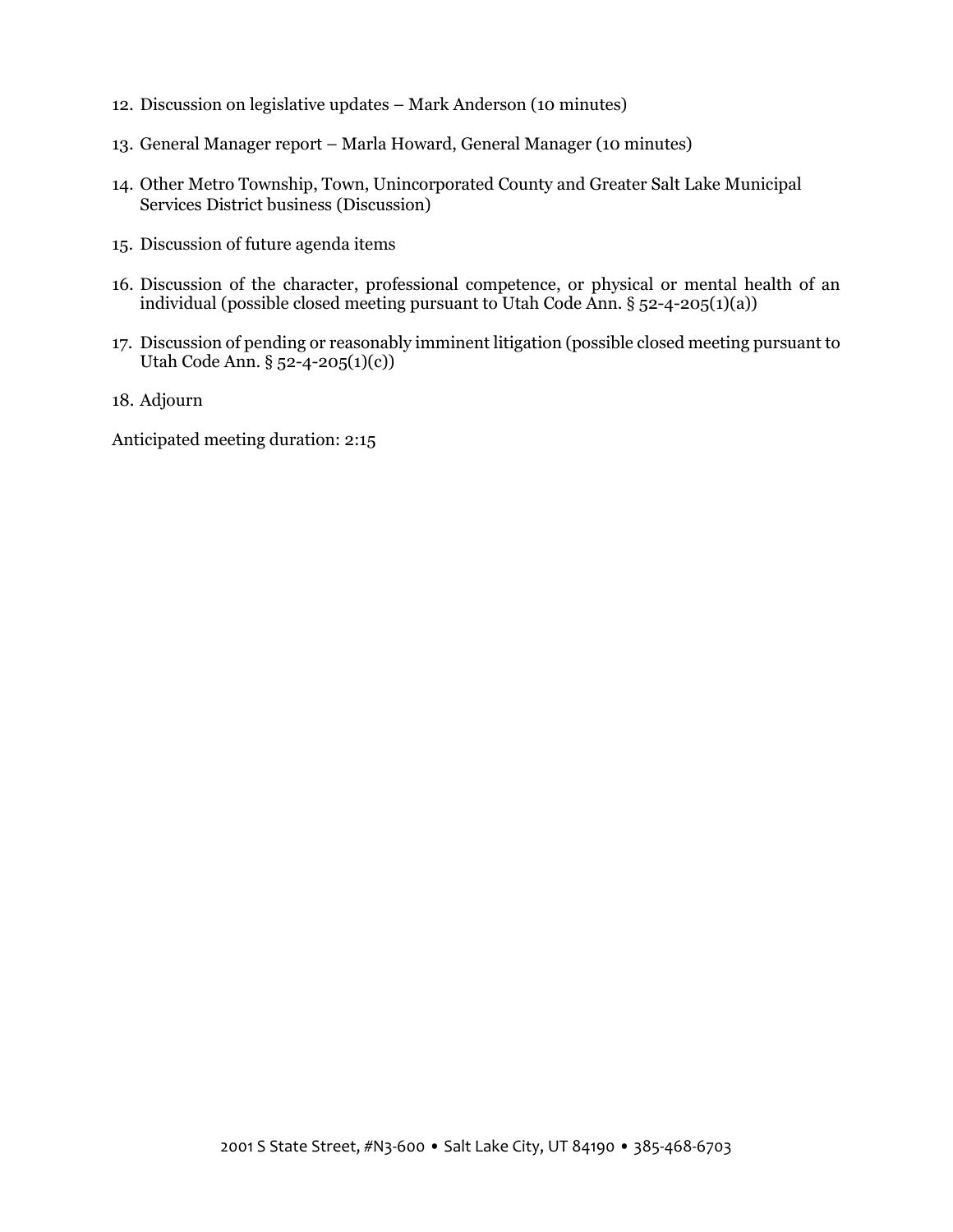12. Discussion on legislative updates – Mark Anderson (10 minutes)

13. General Manager report – Marla Howard, General Manager (10 minutes)

14. Other Metro Township, Town, Unincorporated County and Greater Salt Lake Municipal Services District business (Discussion)

15. Discussion of future agenda items

16. Discussion of the character, professional competence, or physical or mental health of an individual (possible closed meeting pursuant to Utah Code Ann. § 52-4-205(1)(a))

17. Discussion of pending or reasonably imminent litigation (possible closed meeting pursuant to Utah Code Ann. § 52-4-205(1)(c))

18. Adjourn

Anticipated meeting duration: 2:15

2001 S State Street, #N3-600 • Salt Lake City, UT 84190 • 385-468-6703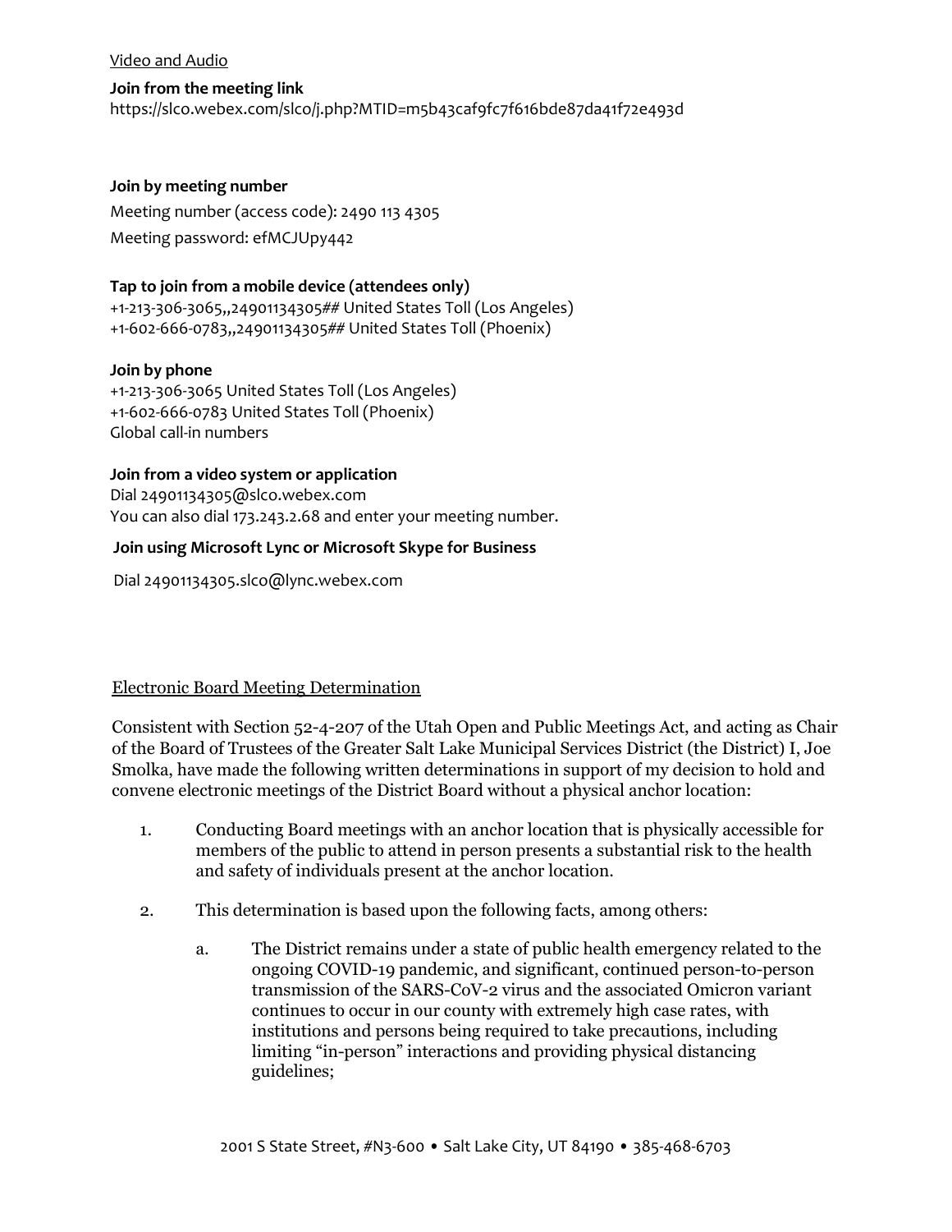<u>Video and Audio</u>

**Join from the meeting link**
https://slco.webex.com/slco/j.php?MTID=m5b43caf9fc7f616bde87da41f72e493d

**Join by meeting number**

Meeting number (access code): 2490 113 4305

Meeting password: efMCJUpy442

**Tap to join from a mobile device (attendees only)**
+1-213-306-3065,,24901134305## United States Toll (Los Angeles)
+1-602-666-0783,,24901134305## United States Toll (Phoenix)

**Join by phone**
+1-213-306-3065 United States Toll (Los Angeles)
+1-602-666-0783 United States Toll (Phoenix)
Global call-in numbers

**Join from a video system or application**
Dial 24901134305@slco.webex.com
You can also dial 173.243.2.68 and enter your meeting number.

**Join using Microsoft Lync or Microsoft Skype for Business**

Dial 24901134305.slco@lync.webex.com

<u>Electronic Board Meeting Determination</u>

Consistent with Section 52-4-207 of the Utah Open and Public Meetings Act, and acting as Chair of the Board of Trustees of the Greater Salt Lake Municipal Services District (the District) I, Joe Smolka, have made the following written determinations in support of my decision to hold and convene electronic meetings of the District Board without a physical anchor location:

1. Conducting Board meetings with an anchor location that is physically accessible for members of the public to attend in person presents a substantial risk to the health and safety of individuals present at the anchor location.

2. This determination is based upon the following facts, among others:

    a. The District remains under a state of public health emergency related to the ongoing COVID-19 pandemic, and significant, continued person-to-person transmission of the SARS-CoV-2 virus and the associated Omicron variant continues to occur in our county with extremely high case rates, with institutions and persons being required to take precautions, including limiting "in-person" interactions and providing physical distancing guidelines;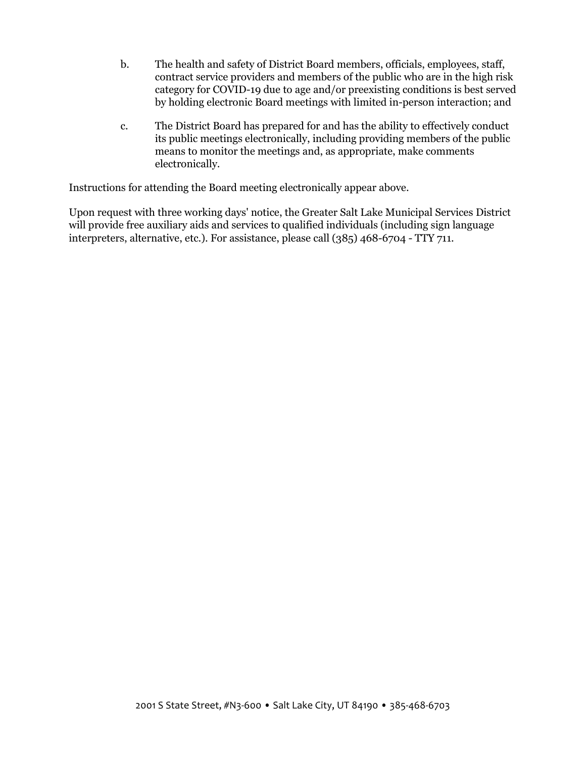b. The health and safety of District Board members, officials, employees, staff, contract service providers and members of the public who are in the high risk category for COVID-19 due to age and/or preexisting conditions is best served by holding electronic Board meetings with limited in-person interaction; and

c. The District Board has prepared for and has the ability to effectively conduct its public meetings electronically, including providing members of the public means to monitor the meetings and, as appropriate, make comments electronically.

Instructions for attending the Board meeting electronically appear above.

Upon request with three working days' notice, the Greater Salt Lake Municipal Services District will provide free auxiliary aids and services to qualified individuals (including sign language interpreters, alternative, etc.). For assistance, please call (385) 468-6704 - TTY 711.